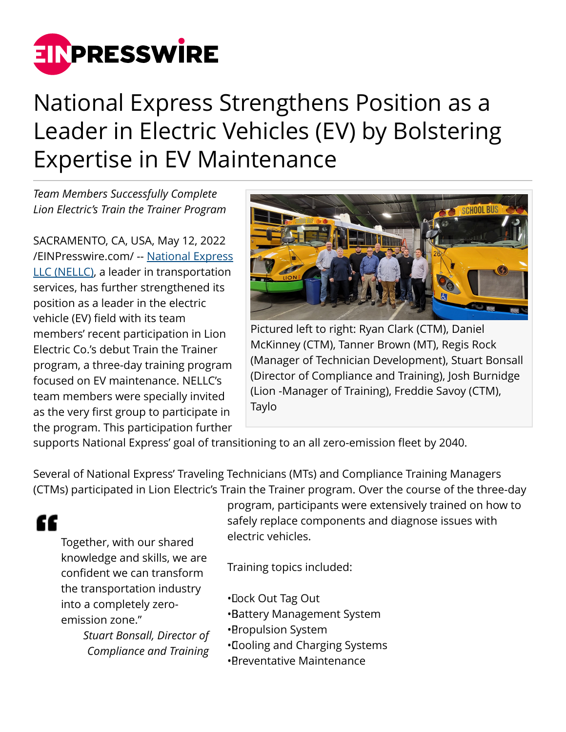# National Express Strengthens Position as a Leader in Electric Vehicles (EV) by Bolstering Expertise in EV Maintenance

*Team Members Successfully Complete Lion Electric's Train the Trainer Program*

SACRAMENTO, CA, USA, May 12, 2022 /EINPresswire.com/ -- National Express LLC (NELLC), a leader in transportation services, has further strengthened its position as a leader in the electric vehicle (EV) field with its team members' recent participation in Lion Electric Co.'s debut Train the Trainer program, a three-day training program focused on EV maintenance. NELLC's team members were specially invited as the very first group to participate in the program. This participation further supports National Express' goal of transitioning to an all zero-emission fleet by 2040.

Pictured left to right: Ryan Clark (CTM), Daniel McKinney (CTM), Tanner Brown (MT), Regis Rock (Manager of Technician Development), Stuart Bonsall (Director of Compliance and Training), Josh Burnidge (Lion -Manager of Training), Freddie Savoy (CTM), Taylo

Several of National Express' Traveling Technicians (MTs) and Compliance Training Managers (CTMs) participated in Lion Electric's Train the Trainer program. Over the course of the three-day program, participants were extensively trained on how to safely replace components and diagnose issues with electric vehicles.

> Together, with our shared knowledge and skills, we are confident we can transform the transportation industry into a completely zero-emission zone."
>
> *Stuart Bonsall, Director of Compliance and Training*

Training topics included:

- Lock Out Tag Out
- Battery Management System
- Propulsion System
- Cooling and Charging Systems
- Preventative Maintenance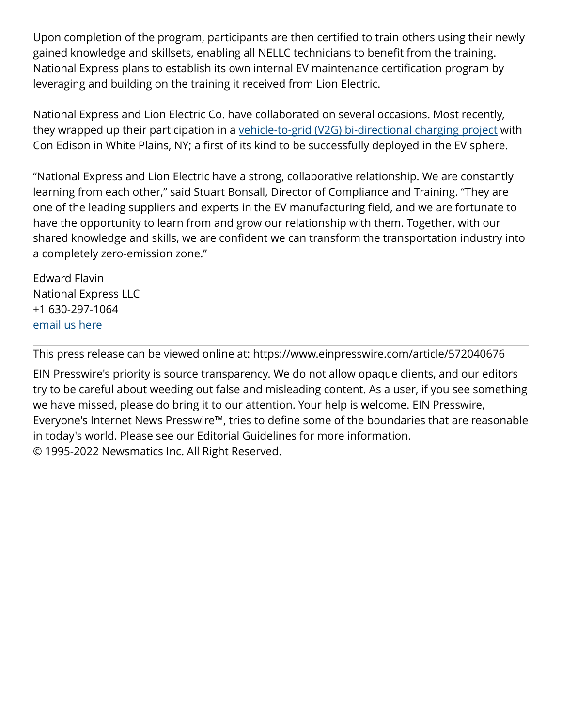Upon completion of the program, participants are then certified to train others using their newly gained knowledge and skillsets, enabling all NELLC technicians to benefit from the training. National Express plans to establish its own internal EV maintenance certification program by leveraging and building on the training it received from Lion Electric.

National Express and Lion Electric Co. have collaborated on several occasions. Most recently, they wrapped up their participation in a vehicle-to-grid (V2G) bi-directional charging project with Con Edison in White Plains, NY; a first of its kind to be successfully deployed in the EV sphere.

“National Express and Lion Electric have a strong, collaborative relationship. We are constantly learning from each other,” said Stuart Bonsall, Director of Compliance and Training. “They are one of the leading suppliers and experts in the EV manufacturing field, and we are fortunate to have the opportunity to learn from and grow our relationship with them. Together, with our shared knowledge and skills, we are confident we can transform the transportation industry into a completely zero-emission zone.”

Edward Flavin
National Express LLC
+1 630-297-1064
email us here

---

This press release can be viewed online at: https://www.einpresswire.com/article/572040676

EIN Presswire's priority is source transparency. We do not allow opaque clients, and our editors try to be careful about weeding out false and misleading content. As a user, if you see something we have missed, please do bring it to our attention. Your help is welcome. EIN Presswire, Everyone's Internet News Presswire™, tries to define some of the boundaries that are reasonable in today's world. Please see our Editorial Guidelines for more information.
© 1995-2022 Newsmatics Inc. All Right Reserved.